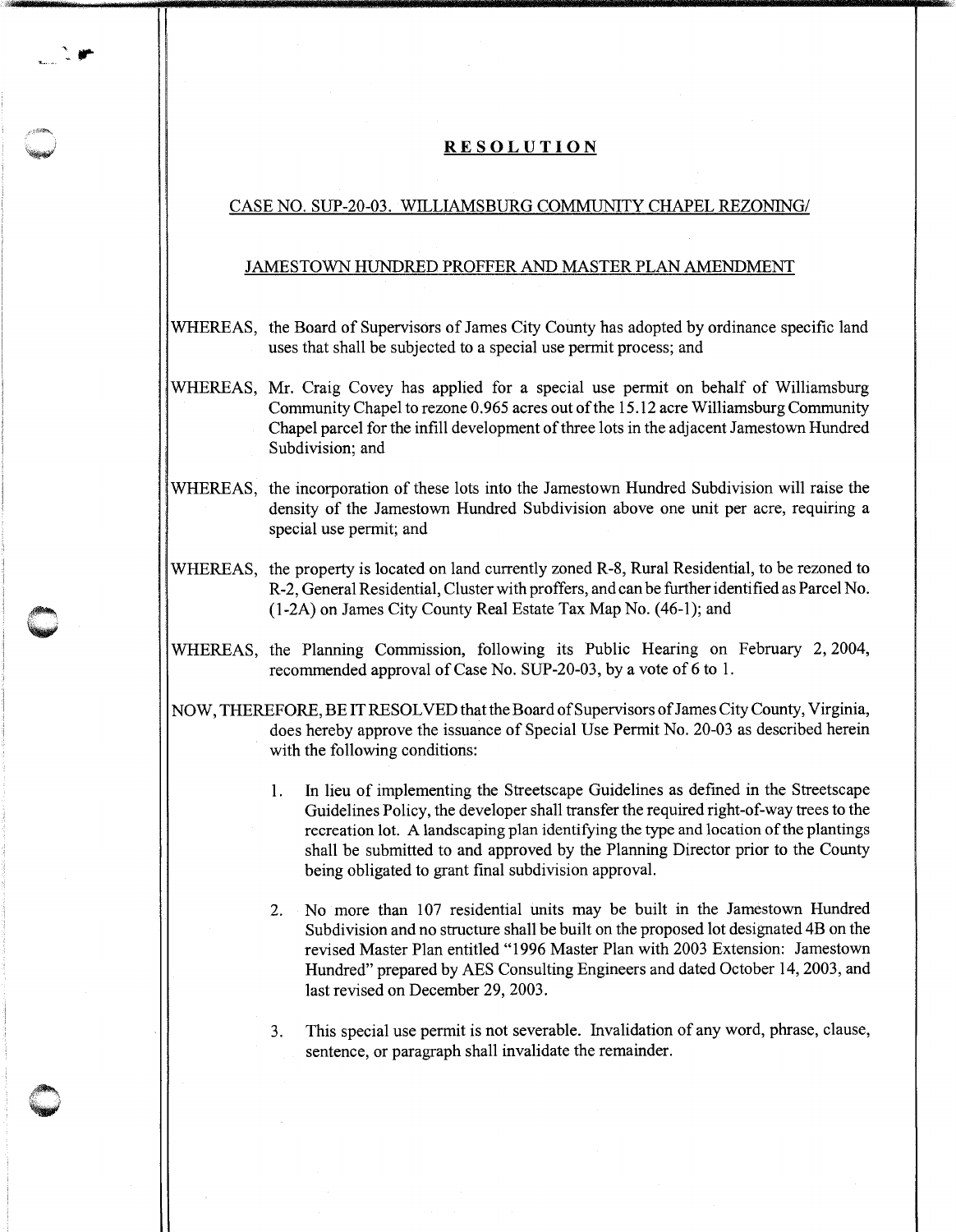# RESOLUTION

## CASE NO. SUP-20-03. WILLIAMSBURG COMMUNITY CHAPEL REZONING/

## JAMESTOWN HUNDRED PROFFER AND MASTER PLAN AMENDMENT

WHEREAS, the Board of Supervisors of James City County has adopted by ordinance specific land uses that shall be subjected to a special use permit process; and

WHEREAS, Mr. Craig Covey has applied for a special use permit on behalf of Williamsburg Community Chapel to rezone 0.965 acres out of the 15.12 acre Williamsburg Community Chapel parcel for the infill development of three lots in the adjacent Jamestown Hundred Subdivision; and

WHEREAS, the incorporation of these lots into the Jamestown Hundred Subdivision will raise the density of the Jamestown Hundred Subdivision above one unit per acre, requiring a special use permit; and

WHEREAS, the property is located on land currently zoned R-8, Rural Residential, to be rezoned to R-2, General Residential, Cluster with proffers, and can be further identified as Parcel No. (1-2A) on James City County Real Estate Tax Map No. (46-1); and

WHEREAS, the Planning Commission, following its Public Hearing on February 2, 2004, recommended approval of Case No. SUP-20-03, by a vote of 6 to 1.

NOW, THEREFORE, BE IT RESOLVED that the Board of Supervisors of James City County, Virginia, does hereby approve the issuance of Special Use Permit No. 20-03 as described herein with the following conditions:

1. In lieu of implementing the Streetscape Guidelines as defined in the Streetscape Guidelines Policy, the developer shall transfer the required right-of-way trees to the recreation lot. A landscaping plan identifying the type and location of the plantings shall be submitted to and approved by the Planning Director prior to the County being obligated to grant final subdivision approval.

2. No more than 107 residential units may be built in the Jamestown Hundred Subdivision and no structure shall be built on the proposed lot designated 4B on the revised Master Plan entitled "1996 Master Plan with 2003 Extension: Jamestown Hundred" prepared by AES Consulting Engineers and dated October 14, 2003, and last revised on December 29, 2003.

3. This special use permit is not severable. Invalidation of any word, phrase, clause, sentence, or paragraph shall invalidate the remainder.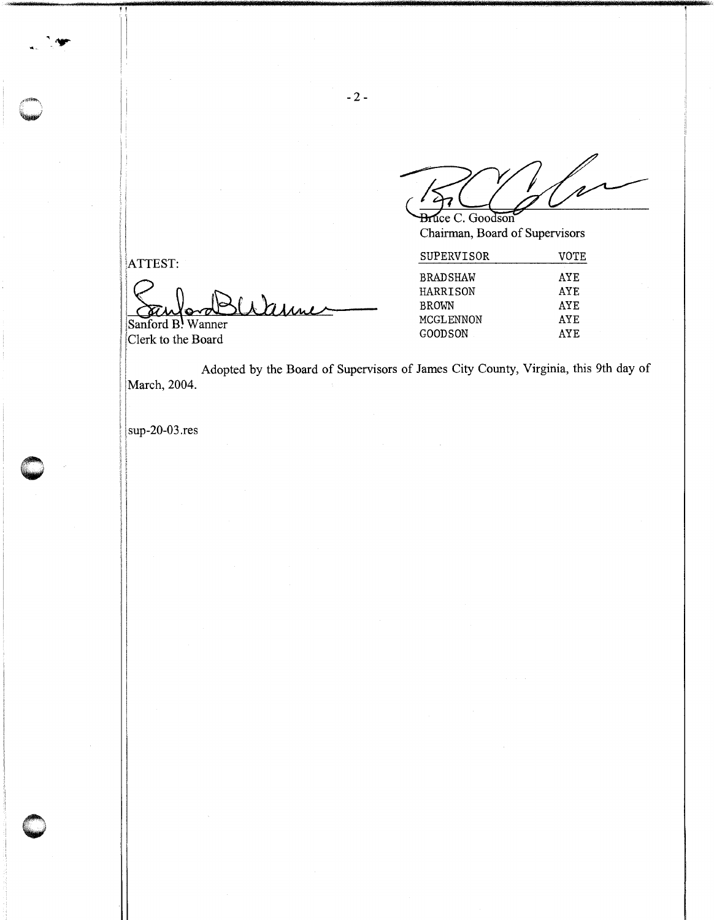Bruce C. Goodson
Chairman, Board of Supervisors

| SUPERVISOR | VOTE |
|---|---|
| BRADSHAW | AYE |
| HARRISON | AYE |
| BROWN | AYE |
| MCGLENNON | AYE |
| GOODSON | AYE |

ATTEST:

Sanford B. Wanner
Clerk to the Board

Adopted by the Board of Supervisors of James City County, Virginia, this 9th day of March, 2004.

sup-20-03.res